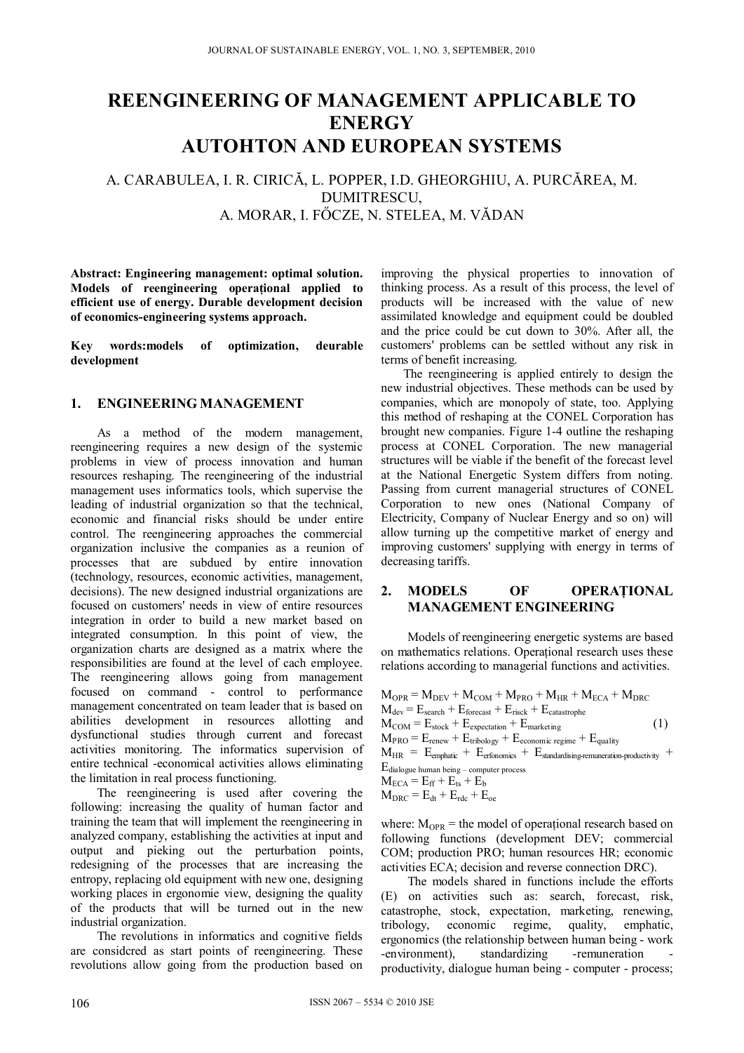# REENGINEERING OF MANAGEMENT APPLICABLE TO ENERGY AUTOHTON AND EUROPEAN SYSTEMS

A. CARABULEA, I. R. CIRICĂ, L. POPPER, I.D. GHEORGHIU, A. PURCĂREA, M. DUMITRESCU, A. MORAR, I. FŐCZE, N. STELEA, M. VĂDAN

**Abstract: Engineering management: optimal solution. Models of reengineering operațional applied to efficient use of energy. Durable development decision of economics-engineering systems approach.**

**Key words:models of optimization, deurable development**

## 1. ENGINEERING MANAGEMENT

As a method of the modern management, reengineering requires a new design of the systemic problems in view of process innovation and human resources reshaping. The reengineering of the industrial management uses informatics tools, which supervise the leading of industrial organization so that the technical, economic and financial risks should be under entire control. The reengineering approaches the commercial organization inclusive the companies as a reunion of processes that are subdued by entire innovation (technology, resources, economic activities, management, decisions). The new designed industrial organizations are focused on customers' needs in view of entire resources integration in order to build a new market based on integrated consumption. In this point of view, the organization charts are designed as a matrix where the responsibilities are found at the level of cach employee. The reengineering allows going from management focused on command - control to performance management concentrated on team leader that is based on abilities development in resources allotting and dysfunctional studies through current and forecast activities monitoring. The informatics supervision of entire technical -economical activities allows eliminating the limitation in real process functioning.

The reengineering is used after covering the following: increasing the quality of human factor and training the team that will implement the reengineering in analyzed company, establishing the activities at input and output and pieking out the perturbation points, redesigning of the processes that are increasing the entropy, replacing old equipment with new one, designing working places in ergonomie view, designing the quality of the products that will be turned out in the new industrial organization.

The revolutions in informatics and cognitive fields are considcred as start points of reengineering. These revolutions allow going from the production based on improving the physical properties to innovation of thinking process. As a result of this process, the level of products will be increased with the value of new assimilated knowledge and equipment could be doubled and the price could be cut down to 30%. After all, the customers' problems can be settled without any risk in terms of benefit increasing.

The reengineering is applied entirely to design the new industrial objectives. These methods can be used by companies, which are monopoly of state, too. Applying this method of reshaping at the CONEL Corporation has brought new companies. Figure 1-4 outline the reshaping process at CONEL Corporation. The new managerial structures will be viable if the benefit of the forecast level at the National Energetic System differs from noting. Passing from current managerial structures of CONEL Corporation to new ones (National Company of Electricity, Company of Nuclear Energy and so on) will allow turning up the competitive market of energy and improving customers' supplying with energy in terms of decreasing tariffs.

## 2. MODELS OF OPERAȚIONAL MANAGEMENT ENGINEERING

Models of reengineering energetic systems are based on mathematics relations. Operațional research uses these relations according to managerial functions and activities.

$$
\begin{aligned}
&M_{OPR} = M_{DEV} + M_{COM} + M_{PRO} + M_{HR} + M_{ECA} + M_{DRC}\\
&M_{dev} = E_{search} + E_{forecast} + E_{risck} + E_{catastrophe}\\
&M_{COM} = E_{stock} + E_{expectation} + E_{marketing} \qquad (1)\\
&M_{PRO} = E_{renew} + E_{tribology} + E_{economic\ regime} + E_{quality}\\
&M_{HR} = E_{emphatic} + E_{erfonomics} + E_{standardising\text{-}remuneration\text{-}productivity} + E_{dialogue\ human\ being – computer\ process}\\
&M_{ECA} = E_{ff} + E_{ts} + E_{b}\\
&M_{DRC} = E_{dt} + E_{rdc} + E_{oe}
\end{aligned}
$$

where: $M_{OPR}$ = the model of operațional research based on following functions (development DEV; commercial COM; production PRO; human resources HR; economic activities ECA; decision and reverse connection DRC).

The models shared in functions include the efforts (E) on activities such as: search, forecast, risk, catastrophe, stock, expectation, marketing, renewing, tribology, economic regime, quality, emphatic, ergonomics (the relationship between human being - work -environment), standardizing -remuneration - productivity, dialogue human being - computer - process;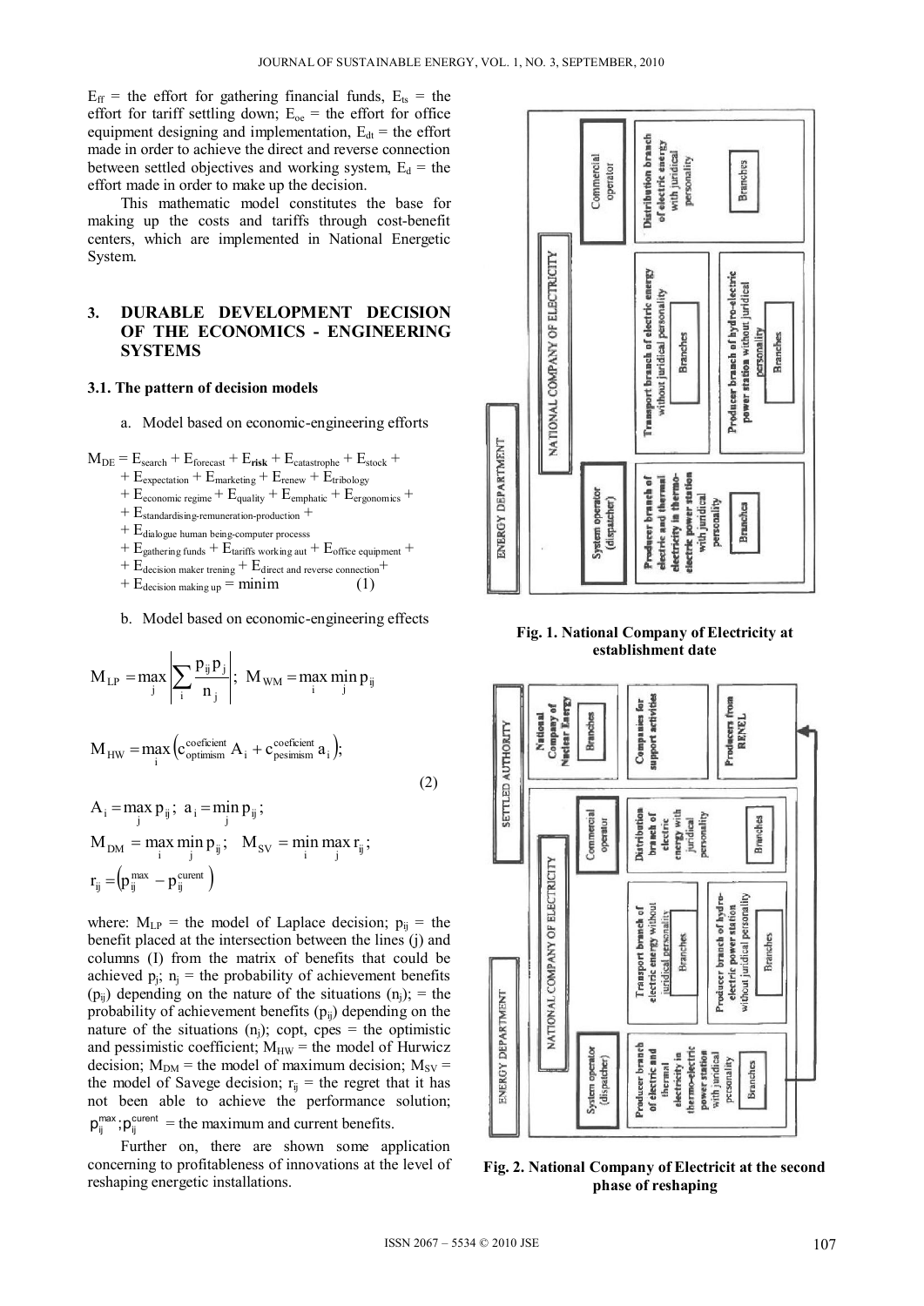$E_{ff}$ = the effort for gathering financial funds, $E_{ts}$ = the effort for tariff settling down; $E_{oe}$ = the effort for office equipment designing and implementation, $E_{dt}$ = the effort made in order to achieve the direct and reverse connection between settled objectives and working system, $E_d$ = the effort made in order to make up the decision.

This mathematic model constitutes the base for making up the costs and tariffs through cost-benefit centers, which are implemented in National Energetic System.

## 3. DURABLE DEVELOPMENT DECISION OF THE ECONOMICS - ENGINEERING SYSTEMS

### 3.1. The pattern of decision models

a. Model based on economic-engineering efforts

$$M_{DE} = E_{search} + E_{forecast} + E_{\mathbf{risk}} + E_{catastrophe} + E_{stock} + E_{expectation} + E_{marketing} + E_{renew} + E_{tribology} + E_{economic\ regime} + E_{quality} + E_{emphatic} + E_{ergonomics} + E_{standardising\text{-}remuneration\text{-}production} + E_{dialogue\ human\ being\text{-}computer\ processs} + E_{gathering\ funds} + E_{tariffs\ working\ aut} + E_{office\ equipment} + E_{decision\ maker\ trening} + E_{direct\ and\ reverse\ connection} + E_{decision\ making\ up} = \text{minim} \quad (1)$$

b. Model based on economic-engineering effects

$$M_{LP} = \max_{j} \left| \sum_{i} \frac{p_{ij} p_j}{n_j} \right|; \; M_{WM} = \max_{i} \min_{j} p_{ij}$$

$$M_{HW} = \max_{i} \left( c_{optimism}^{coeficient} A_i + c_{pesimism}^{coeficient} a_i \right);$$

$$A_i = \max_{j} p_{ij}; \; a_i = \min_{j} p_{ij};$$

$$M_{DM} = \max_{i} \min_{j} p_{ij}; \quad M_{SV} = \min_{i} \max_{j} r_{ij};$$

$$r_{ij} = \left( p_{ij}^{max} - p_{ij}^{curent} \right) \quad (2)$$

where: $M_{LP}$ = the model of Laplace decision; $p_{ij}$ = the benefit placed at the intersection between the lines (j) and columns (I) from the matrix of benefits that could be achieved $p_j$; $n_j$ = the probability of achievement benefits ($p_{ij}$) depending on the nature of the situations ($n_j$); = the probability of achievement benefits ($p_{ij}$) depending on the nature of the situations ($n_j$); copt, cpes = the optimistic and pessimistic coefficient; $M_{HW}$ = the model of Hurwicz decision; $M_{DM}$ = the model of maximum decision; $M_{SV}$ = the model of Savege decision; $r_{ij}$ = the regret that it has not been able to achieve the performance solution; $p_{ij}^{max}; p_{ij}^{curent}$ = the maximum and current benefits.

Further on, there are shown some application concerning to profitableness of innovations at the level of reshaping energetic installations.

**Fig. 1. National Company of Electricity at establishment date**

**Fig. 2. National Company of Electricit at the second phase of reshaping**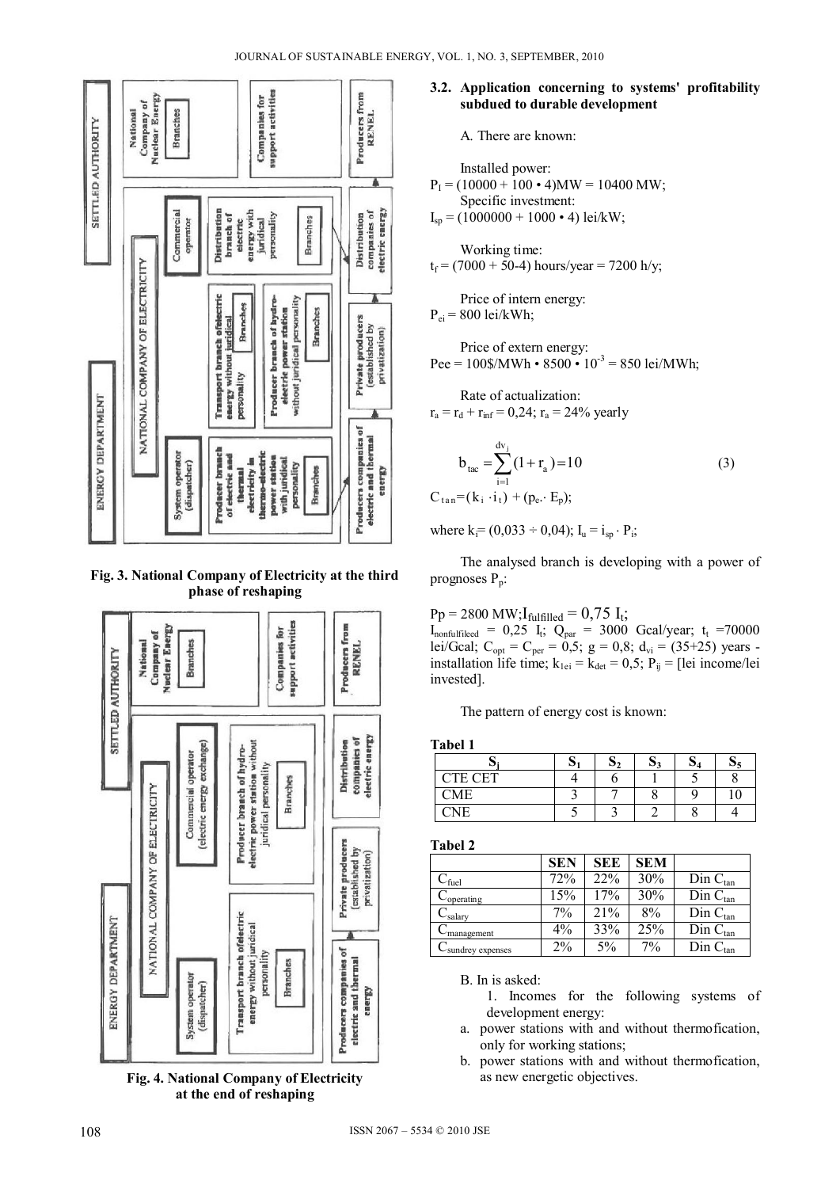**Fig. 3. National Company of Electricity at the third phase of reshaping**

**Fig. 4. National Company of Electricity at the end of reshaping**

### 3.2. Application concerning to systems' profitability subdued to durable development

A. There are known:

Installed power:
$P_I = (10000 + 100 \cdot 4)$MW = 10400 MW;

Specific investment:
$I_{sp} = (1000000 + 1000 \cdot 4)$ lei/kW;

Working time:
$t_f = (7000 + 50\text{-}4)$ hours/year = 7200 h/y;

Price of intern energy:
$P_{ei} = 800$ lei/kWh;

Price of extern energy:
$Pee = 100\$/\text{MWh} \cdot 8500 \cdot 10^{-3} = 850$ lei/MWh;

Rate of actualization:
$r_a = r_d + r_{inf} = 0{,}24$; $r_a = 24\%$ yearly

$$b_{tac} = \sum_{i=1}^{dv_i} (1 + r_a) = 10 \qquad (3)$$

$C_{tan} = (k_i \cdot i_t) + (p_e \cdot E_p)$;

where $k_i = (0{,}033 \div 0{,}04)$; $I_u = i_{sp} \cdot P_i$;

The analysed branch is developing with a power of prognoses $P_p$:

$Pp = 2800$ MW; $I_{fulfilled} = 0{,}75\ I_t$;
$I_{nonfulfileed} = 0{,}25\ I_t$; $Q_{par} = 3000$ Gcal/year; $t_t = 70000$ lei/Gcal; $C_{opt} = C_{per} = 0{,}5$; $g = 0{,}8$; $d_{vi} = (35\text{÷}25)$ years - installation life time; $k_{1ei} = k_{det} = 0{,}5$; $P_{ij}$ = [lei income/lei invested].

The pattern of energy cost is known:

**Tabel 1**

| $S_j$ | $S_1$ | $S_2$ | $S_3$ | $S_4$ | $S_5$ |
|---|---|---|---|---|---|
| CTE CET | 4 | 6 | 1 | 5 | 8 |
| CME | 3 | 7 | 8 | 9 | 10 |
| CNE | 5 | 3 | 2 | 8 | 4 |

**Tabel 2**

| | SEN | SEE | SEM | |
|---|---|---|---|---|
| $C_{fuel}$ | 72% | 22% | 30% | Din $C_{tan}$ |
| $C_{operating}$ | 15% | 17% | 30% | Din $C_{tan}$ |
| $C_{salary}$ | 7% | 21% | 8% | Din $C_{tan}$ |
| $C_{management}$ | 4% | 33% | 25% | Din $C_{tan}$ |
| $C_{sundrey\ expenses}$ | 2% | 5% | 7% | Din $C_{tan}$ |

B. In is asked:

1. Incomes for the following systems of development energy:

a. power stations with and without thermofication, only for working stations;
b. power stations with and without thermofication, as new energetic objectives.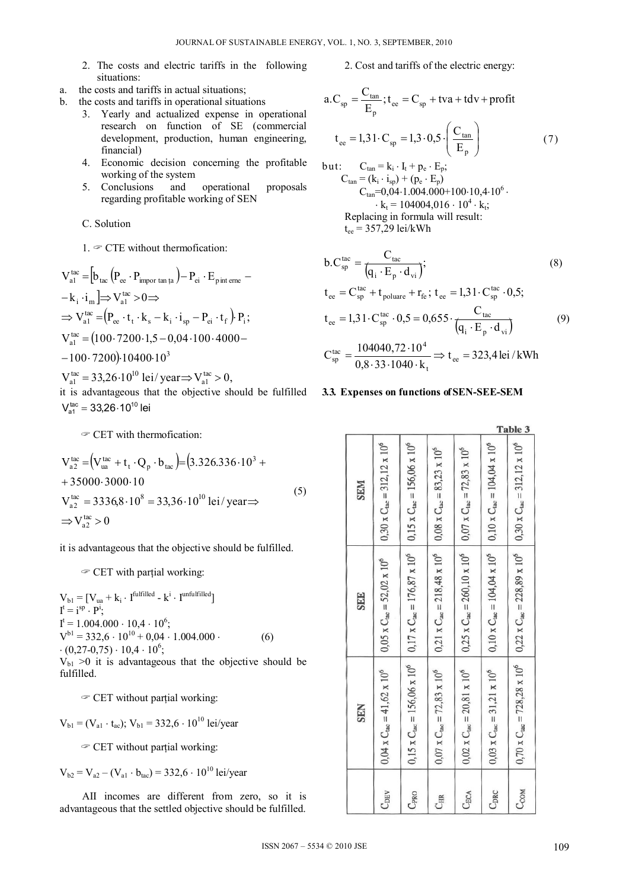2. The costs and electric tariffs in the following situations:

a. the costs and tariffs in actual situations;
b. the costs and tariffs in operational situations

3. Yearly and actualized expense in operational research on function of SE (commercial development, production, human engineering, financial)
4. Economic decision concerning the profitable working of the system
5. Conclusions and operational proposals regarding profitable working of SEN

C. Solution

1. ☞ CTE without thermofication:

$$V_{a1}^{tac} = \left[b_{tac}\left(P_{ee}\cdot P_{impor\tan ța}\right) - P_{ei}\cdot E_{p\,int\,erne} - \right.$$

$$\left. - k_i \cdot i_m\right] \Rightarrow V_{a1}^{tac} > 0 \Rightarrow$$

$$\Rightarrow V_{a1}^{tac} = \left(P_{ee}\cdot t_t \cdot k_s - k_i \cdot i_{sp} - P_{ei}\cdot t_f\right)\cdot P_i;$$

$$V_{a1}^{tac} = \left(100\cdot 7200\cdot 1{,}5 - 0{,}04\cdot 100\cdot 4000 - \right.$$

$$\left. - 100\cdot 7200\right)\cdot 10400\cdot 10^3$$

$$V_{a1}^{tac} = 33{,}26\cdot 10^{10}\ \text{lei/ year} \Rightarrow V_{a1}^{tac} > 0,$$

it is advantageous that the objective should be fulfilled $V_{a1}^{tac} = 33{,}26\cdot 10^{10}$ lei

☞ CET with thermofication:

$$V_{a2}^{tac} = \left(V_{ua}^{tac} + t_t \cdot Q_p \cdot b_{tac}\right) = \left(3.326.336\cdot 10^3 + \right.$$

$$\left. + 35000\cdot 3000\cdot 10\right.$$

$$V_{a2}^{tac} = 3336{,}8\cdot 10^8 = 33{,}36\cdot 10^{10}\ \text{lei/ year} \Rightarrow \tag{5}$$

$$\Rightarrow V_{a2}^{tac} > 0$$

it is advantageous that the objective should be fulfilled.

☞ CET with parțial working:

$V_{b1} = [V_{ua} + k_i \cdot I^{fulfilled} - k^i \cdot I^{unfulfilled}]$

$I^t = i^{sp} \cdot P^i$;

$I^t = 1.004.000 \cdot 10{,}4 \cdot 10^6$;

$V^{b1} = 332{,}6 \cdot 10^{10} + 0{,}04 \cdot 1.004.000 \cdot (0{,}27\text{-}0{,}75) \cdot 10{,}4 \cdot 10^6$; (6)

$V_{b1} > 0$ it is advantageous that the objective should be fulfilled.

☞ CET without parțial working:

$V_{b1} = (V_{a1} \cdot t_{ac})$; $V_{b1} = 332{,}6 \cdot 10^{10}$ lei/year

☞ CET without parțial working:

$V_{b2} = V_{a2} – (V_{a1} \cdot b_{tac}) = 332{,}6 \cdot 10^{10}$ lei/year

All incomes are different from zero, so it is advantageous that the settled objective should be fulfilled.

2. Cost and tariffs of the electric energy:

$$a.C_{sp} = \frac{C_{tan}}{E_p};\ t_{ee} = C_{sp} + tva + tdv + profit$$

$$t_{ee} = 1{,}31\cdot C_{sp} = 1{,}3\cdot 0{,}5\cdot\left(\frac{C_{tan}}{E_p}\right) \tag{7}$$

but: $C_{tan} = k_i \cdot I_t + p_e \cdot E_p$;

$C_{tan} = (k_i \cdot i_{sp}) + (p_e \cdot E_p)$

$C_{tan}=0{,}04\cdot 1.004.000+100\cdot 10{,}4\cdot 10^6 \cdot k_t = 104004{,}016 \cdot 10^4 \cdot k_t$;

Replacing in formula will result:

$t_{ee} = 357{,}29$ lei/kWh

$$b.C_{sp}^{tac} = \frac{C_{tac}}{\left(q_i\cdot E_p\cdot d_{vi}\right)}; \tag{8}$$

$$t_{ee} = C_{sp}^{tac} + t_{poluare} + r_{fe};\ t_{ee} = 1{,}31\cdot C_{sp}^{tac}\cdot 0{,}5;$$

$$t_{ee} = 1{,}31\cdot C_{sp}^{tac}\cdot 0{,}5 = 0{,}655\cdot\frac{C_{tac}}{\left(q_i\cdot E_p\cdot d_{vi}\right)} \tag{9}$$

$$C_{sp}^{tac} = \frac{104040{,}72\cdot 10^4}{0{,}8\cdot 33\cdot 1040\cdot k_t} \Rightarrow t_{ee} = 323{,}4\ \text{lei/kWh}$$

### 3.3. Expenses on functions of SEN-SEE-SEM

**Table 3**

| | SEN | SEE | SEM |
|---|---|---|---|
| $C_{DEV}$ | $0{,}04 \times C_{tac} = 41{,}62 \times 10^6$ | $0{,}05 \times C_{tac} = 52{,}02 \times 10^6$ | $0{,}30 \times C_{tac} = 312{,}12 \times 10^6$ |
| $C_{PRO}$ | $0{,}15 \times C_{tac} = 156{,}06 \times 10^6$ | $0{,}17 \times C_{tac} = 176{,}87 \times 10^6$ | $0{,}15 \times C_{tac} = 156{,}06 \times 10^6$ |
| $C_{HR}$ | $0{,}07 \times C_{tac} = 72{,}83 \times 10^6$ | $0{,}21 \times C_{tac} = 218{,}48 \times 10^6$ | $0{,}08 \times C_{tac} = 83{,}23 \times 10^6$ |
| $C_{ECA}$ | $0{,}02 \times C_{tac} = 20{,}81 \times 10^6$ | $0{,}25 \times C_{tac} = 260{,}10 \times 10^6$ | $0{,}07 \times C_{tac} = 72{,}83 \times 10^6$ |
| $C_{DRC}$ | $0{,}03 \times C_{tac} = 31{,}21 \times 10^6$ | $0{,}10 \times C_{tac} = 104{,}04 \times 10^6$ | $0{,}10 \times C_{tac} = 104{,}04 \times 10^6$ |
| $C_{COM}$ | $0{,}70 \times C_{tac} = 728{,}28 \times 10^6$ | $0{,}22 \times C_{tac} = 228{,}89 \times 10^6$ | $0{,}30 \times C_{tac} = 312{,}12 \times 10^6$ |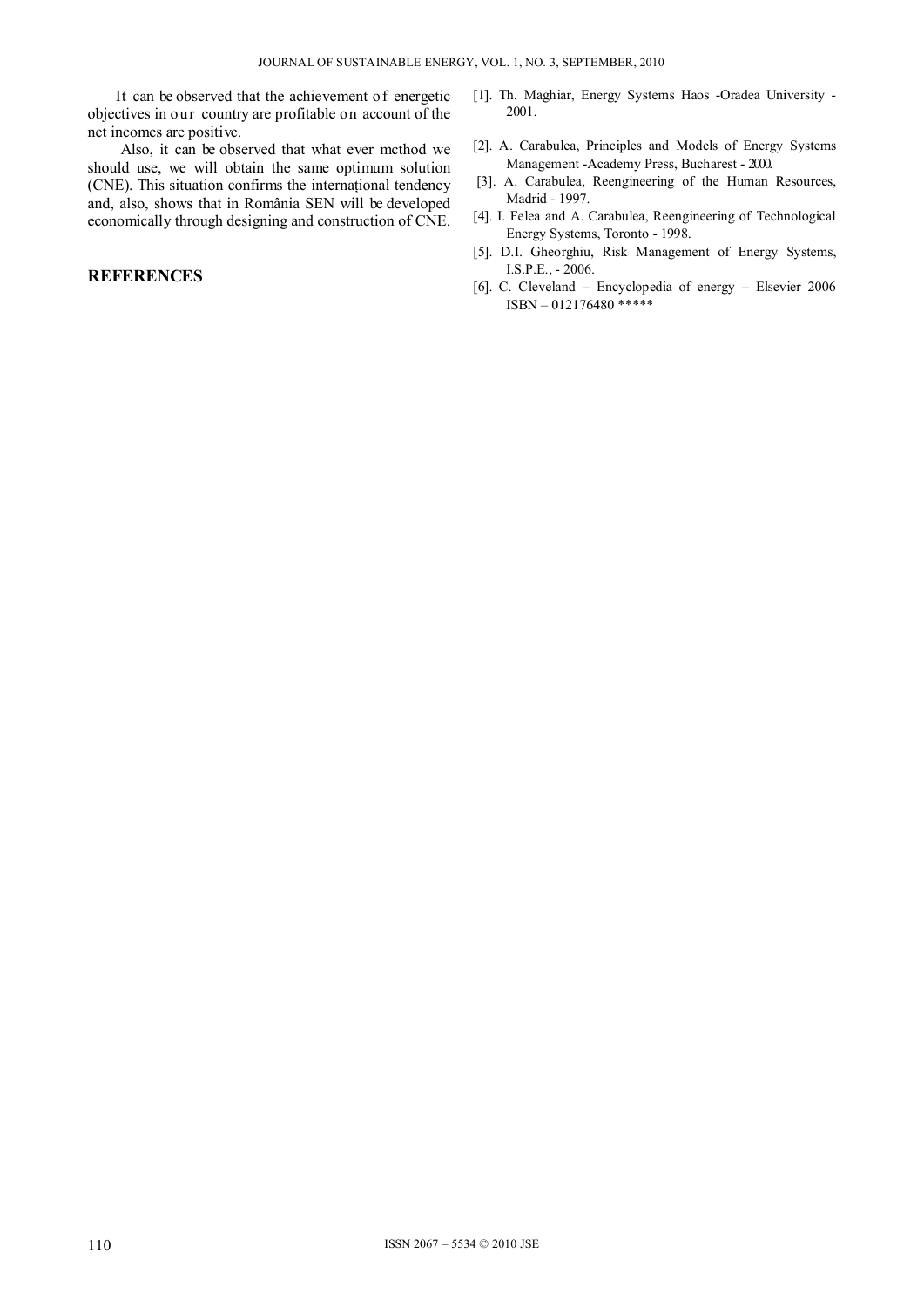It can be observed that the achievement of energetic objectives in our country are profitable on account of the net incomes are positive.

Also, it can be observed that what ever mcthod we should use, we will obtain the same optimum solution (CNE). This situation confirms the internațional tendency and, also, shows that in România SEN will be developed economically through designing and construction of CNE.

## REFERENCES

[1]. Th. Maghiar, Energy Systems Haos -Oradea University - 2001.

[2]. A. Carabulea, Principles and Models of Energy Systems Management -Academy Press, Bucharest - 2000.

[3]. A. Carabulea, Reengineering of the Human Resources, Madrid - 1997.

[4]. I. Felea and A. Carabulea, Reengineering of Technological Energy Systems, Toronto - 1998.

[5]. D.I. Gheorghiu, Risk Management of Energy Systems, I.S.P.E., - 2006.

[6]. C. Cleveland – Encyclopedia of energy – Elsevier 2006 ISBN – 012176480 *****